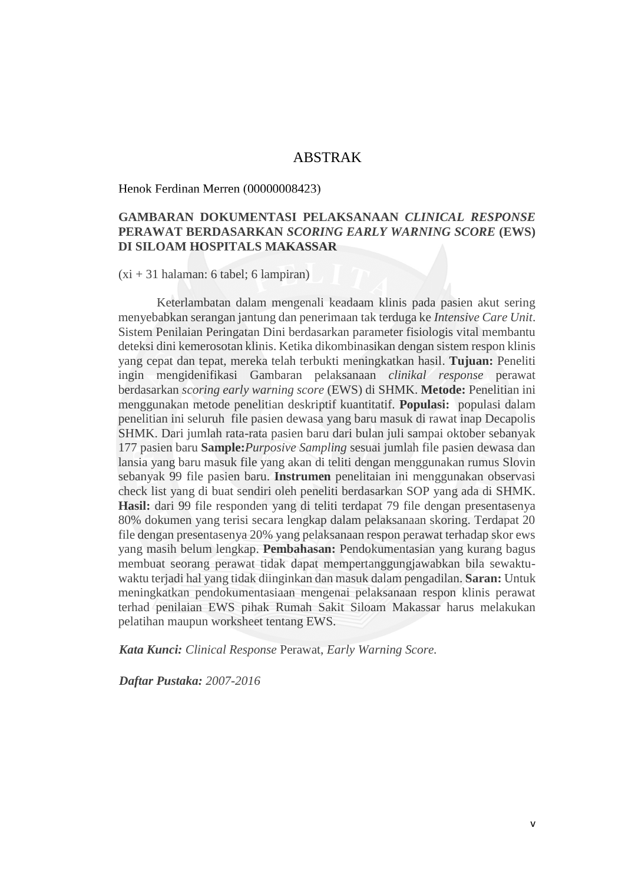# ABSTRAK

Henok Ferdinan Merren (00000008423)

**GAMBARAN DOKUMENTASI PELAKSANAAN *CLINICAL RESPONSE* PERAWAT BERDASARKAN *SCORING EARLY WARNING SCORE* (EWS) DI SILOAM HOSPITALS MAKASSAR**

(xi + 31 halaman: 6 tabel; 6 lampiran)

Keterlambatan dalam mengenali keadaam klinis pada pasien akut sering menyebabkan serangan jantung dan penerimaan tak terduga ke *Intensive Care Unit*. Sistem Penilaian Peringatan Dini berdasarkan parameter fisiologis vital membantu deteksi dini kemerosotan klinis. Ketika dikombinasikan dengan sistem respon klinis yang cepat dan tepat, mereka telah terbukti meningkatkan hasil. **Tujuan:** Peneliti ingin mengidenifikasi Gambaran pelaksanaan *clinikal response* perawat berdasarkan *scoring early warning score* (EWS) di SHMK. **Metode:** Penelitian ini menggunakan metode penelitian deskriptif kuantitatif. **Populasi:** populasi dalam penelitian ini seluruh file pasien dewasa yang baru masuk di rawat inap Decapolis SHMK. Dari jumlah rata-rata pasien baru dari bulan juli sampai oktober sebanyak 177 pasien baru **Sample:***Purposive Sampling* sesuai jumlah file pasien dewasa dan lansia yang baru masuk file yang akan di teliti dengan menggunakan rumus Slovin sebanyak 99 file pasien baru. **Instrumen** penelitaian ini menggunakan observasi check list yang di buat sendiri oleh peneliti berdasarkan SOP yang ada di SHMK. **Hasil:** dari 99 file responden yang di teliti terdapat 79 file dengan presentasenya 80% dokumen yang terisi secara lengkap dalam pelaksanaan skoring. Terdapat 20 file dengan presentasenya 20% yang pelaksanaan respon perawat terhadap skor ews yang masih belum lengkap. **Pembahasan:** Pendokumentasian yang kurang bagus membuat seorang perawat tidak dapat mempertanggungjawabkan bila sewaktu-waktu terjadi hal yang tidak diinginkan dan masuk dalam pengadilan. **Saran:** Untuk meningkatkan pendokumentasiaan mengenai pelaksanaan respon klinis perawat terhad penilaian EWS pihak Rumah Sakit Siloam Makassar harus melakukan pelatihan maupun worksheet tentang EWS.

***Kata Kunci:*** *Clinical Response* Perawat, *Early Warning Score.*

***Daftar Pustaka:*** *2007-2016*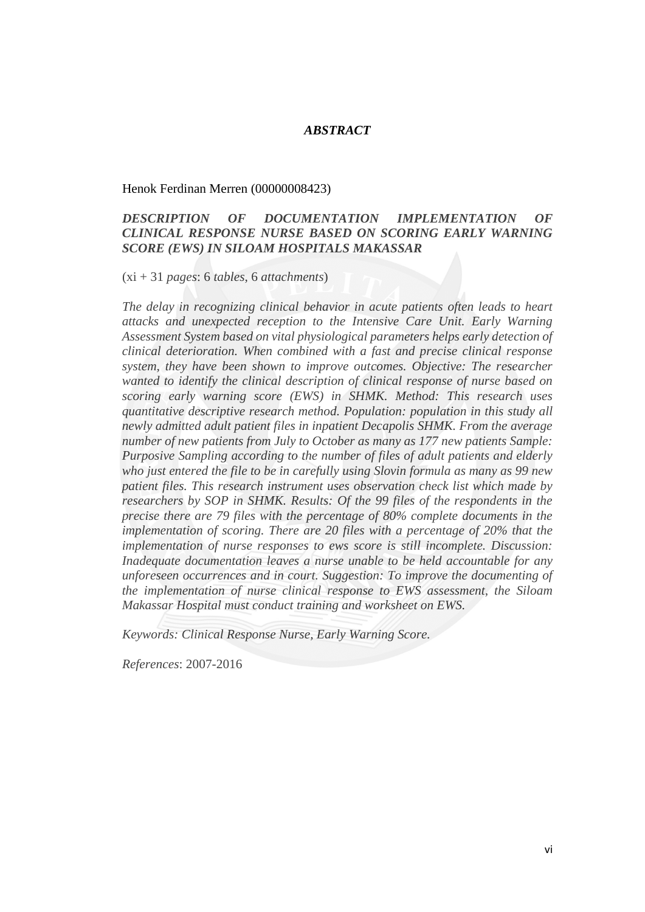# *ABSTRACT*

Henok Ferdinan Merren (00000008423)

***DESCRIPTION OF DOCUMENTATION IMPLEMENTATION OF CLINICAL RESPONSE NURSE BASED ON SCORING EARLY WARNING SCORE (EWS) IN SILOAM HOSPITALS MAKASSAR***

(xi + 31 *pages*: 6 *tables*, 6 *attachments*)

*The delay in recognizing clinical behavior in acute patients often leads to heart attacks and unexpected reception to the Intensive Care Unit. Early Warning Assessment System based on vital physiological parameters helps early detection of clinical deterioration. When combined with a fast and precise clinical response system, they have been shown to improve outcomes. Objective: The researcher wanted to identify the clinical description of clinical response of nurse based on scoring early warning score (EWS) in SHMK. Method: This research uses quantitative descriptive research method. Population: population in this study all newly admitted adult patient files in inpatient Decapolis SHMK. From the average number of new patients from July to October as many as 177 new patients Sample: Purposive Sampling according to the number of files of adult patients and elderly who just entered the file to be in carefully using Slovin formula as many as 99 new patient files. This research instrument uses observation check list which made by researchers by SOP in SHMK. Results: Of the 99 files of the respondents in the precise there are 79 files with the percentage of 80% complete documents in the implementation of scoring. There are 20 files with a percentage of 20% that the implementation of nurse responses to ews score is still incomplete. Discussion: Inadequate documentation leaves a nurse unable to be held accountable for any unforeseen occurrences and in court. Suggestion: To improve the documenting of the implementation of nurse clinical response to EWS assessment, the Siloam Makassar Hospital must conduct training and worksheet on EWS.*

*Keywords: Clinical Response Nurse, Early Warning Score.*

*References*: 2007-2016